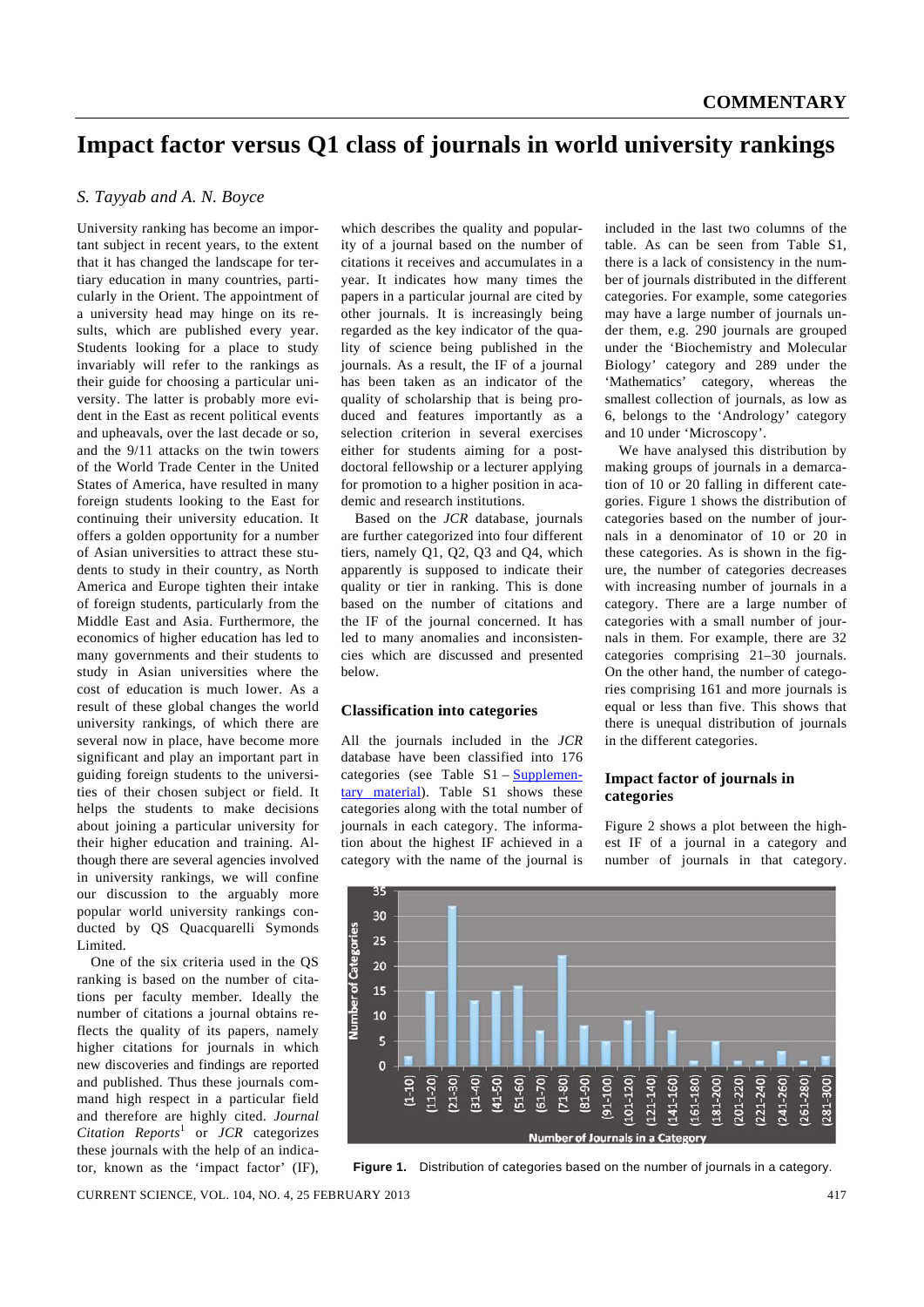COMMENTARY

# Impact factor versus Q1 class of journals in world university rankings

*S. Tayyab and A. N. Boyce*

University ranking has become an important subject in recent years, to the extent that it has changed the landscape for tertiary education in many countries, particularly in the Orient. The appointment of a university head may hinge on its results, which are published every year. Students looking for a place to study invariably will refer to the rankings as their guide for choosing a particular university. The latter is probably more evident in the East as recent political events and upheavals, over the last decade or so, and the 9/11 attacks on the twin towers of the World Trade Center in the United States of America, have resulted in many foreign students looking to the East for continuing their university education. It offers a golden opportunity for a number of Asian universities to attract these students to study in their country, as North America and Europe tighten their intake of foreign students, particularly from the Middle East and Asia. Furthermore, the economics of higher education has led to many governments and their students to study in Asian universities where the cost of education is much lower. As a result of these global changes the world university rankings, of which there are several now in place, have become more significant and play an important part in guiding foreign students to the universities of their chosen subject or field. It helps the students to make decisions about joining a particular university for their higher education and training. Although there are several agencies involved in university rankings, we will confine our discussion to the arguably more popular world university rankings conducted by QS Quacquarelli Symonds Limited.

One of the six criteria used in the QS ranking is based on the number of citations per faculty member. Ideally the number of citations a journal obtains reflects the quality of its papers, namely higher citations for journals in which new discoveries and findings are reported and published. Thus these journals command high respect in a particular field and therefore are highly cited. *Journal Citation Reports*[1] or *JCR* categorizes these journals with the help of an indicator, known as the 'impact factor' (IF), which describes the quality and popularity of a journal based on the number of citations it receives and accumulates in a year. It indicates how many times the papers in a particular journal are cited by other journals. It is increasingly being regarded as the key indicator of the quality of science being published in the journals. As a result, the IF of a journal has been taken as an indicator of the quality of scholarship that is being produced and features importantly as a selection criterion in several exercises either for students aiming for a postdoctoral fellowship or a lecturer applying for promotion to a higher position in academic and research institutions.

Based on the *JCR* database, journals are further categorized into four different tiers, namely Q1, Q2, Q3 and Q4, which apparently is supposed to indicate their quality or tier in ranking. This is done based on the number of citations and the IF of the journal concerned. It has led to many anomalies and inconsistencies which are discussed and presented below.

## Classification into categories

All the journals included in the *JCR* database have been classified into 176 categories (see Table S1 – Supplementary material). Table S1 shows these categories along with the total number of journals in each category. The information about the highest IF achieved in a category with the name of the journal is included in the last two columns of the table. As can be seen from Table S1, there is a lack of consistency in the number of journals distributed in the different categories. For example, some categories may have a large number of journals under them, e.g. 290 journals are grouped under the 'Biochemistry and Molecular Biology' category and 289 under the 'Mathematics' category, whereas the smallest collection of journals, as low as 6, belongs to the 'Andrology' category and 10 under 'Microscopy'.

We have analysed this distribution by making groups of journals in a demarcation of 10 or 20 falling in different categories. Figure 1 shows the distribution of categories based on the number of journals in a denominator of 10 or 20 in these categories. As is shown in the figure, the number of categories decreases with increasing number of journals in a category. There are a large number of categories with a small number of journals in them. For example, there are 32 categories comprising 21–30 journals. On the other hand, the number of categories comprising 161 and more journals is equal or less than five. This shows that there is unequal distribution of journals in the different categories.

## Impact factor of journals in categories

Figure 2 shows a plot between the highest IF of a journal in a category and number of journals in that category.

**Figure 1.** Distribution of categories based on the number of journals in a category.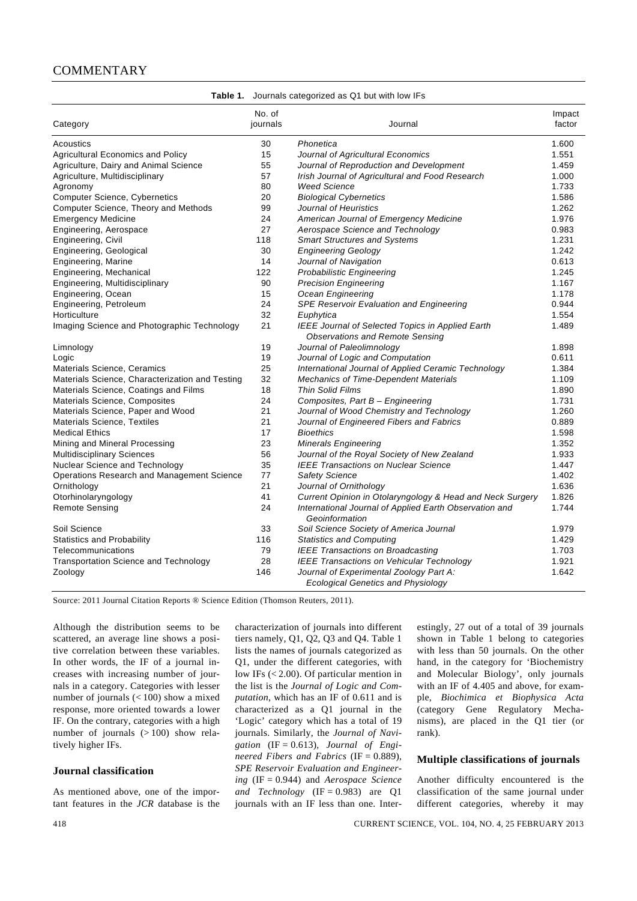**Table 1.** Journals categorized as Q1 but with low IFs

| Category | No. of journals | Journal | Impact factor |
|---|---|---|---|
| Acoustics | 30 | *Phonetica* | 1.600 |
| Agricultural Economics and Policy | 15 | *Journal of Agricultural Economics* | 1.551 |
| Agriculture, Dairy and Animal Science | 55 | *Journal of Reproduction and Development* | 1.459 |
| Agriculture, Multidisciplinary | 57 | *Irish Journal of Agricultural and Food Research* | 1.000 |
| Agronomy | 80 | *Weed Science* | 1.733 |
| Computer Science, Cybernetics | 20 | *Biological Cybernetics* | 1.586 |
| Computer Science, Theory and Methods | 99 | *Journal of Heuristics* | 1.262 |
| Emergency Medicine | 24 | *American Journal of Emergency Medicine* | 1.976 |
| Engineering, Aerospace | 27 | *Aerospace Science and Technology* | 0.983 |
| Engineering, Civil | 118 | *Smart Structures and Systems* | 1.231 |
| Engineering, Geological | 30 | *Engineering Geology* | 1.242 |
| Engineering, Marine | 14 | *Journal of Navigation* | 0.613 |
| Engineering, Mechanical | 122 | *Probabilistic Engineering* | 1.245 |
| Engineering, Multidisciplinary | 90 | *Precision Engineering* | 1.167 |
| Engineering, Ocean | 15 | *Ocean Engineering* | 1.178 |
| Engineering, Petroleum | 24 | *SPE Reservoir Evaluation and Engineering* | 0.944 |
| Horticulture | 32 | *Euphytica* | 1.554 |
| Imaging Science and Photographic Technology | 21 | *IEEE Journal of Selected Topics in Applied Earth Observations and Remote Sensing* | 1.489 |
| Limnology | 19 | *Journal of Paleolimnology* | 1.898 |
| Logic | 19 | *Journal of Logic and Computation* | 0.611 |
| Materials Science, Ceramics | 25 | *International Journal of Applied Ceramic Technology* | 1.384 |
| Materials Science, Characterization and Testing | 32 | *Mechanics of Time-Dependent Materials* | 1.109 |
| Materials Science, Coatings and Films | 18 | *Thin Solid Films* | 1.890 |
| Materials Science, Composites | 24 | *Composites, Part B – Engineering* | 1.731 |
| Materials Science, Paper and Wood | 21 | *Journal of Wood Chemistry and Technology* | 1.260 |
| Materials Science, Textiles | 21 | *Journal of Engineered Fibers and Fabrics* | 0.889 |
| Medical Ethics | 17 | *Bioethics* | 1.598 |
| Mining and Mineral Processing | 23 | *Minerals Engineering* | 1.352 |
| Multidisciplinary Sciences | 56 | *Journal of the Royal Society of New Zealand* | 1.933 |
| Nuclear Science and Technology | 35 | *IEEE Transactions on Nuclear Science* | 1.447 |
| Operations Research and Management Science | 77 | *Safety Science* | 1.402 |
| Ornithology | 21 | *Journal of Ornithology* | 1.636 |
| Otorhinolaryngology | 41 | *Current Opinion in Otolaryngology & Head and Neck Surgery* | 1.826 |
| Remote Sensing | 24 | *International Journal of Applied Earth Observation and Geoinformation* | 1.744 |
| Soil Science | 33 | *Soil Science Society of America Journal* | 1.979 |
| Statistics and Probability | 116 | *Statistics and Computing* | 1.429 |
| Telecommunications | 79 | *IEEE Transactions on Broadcasting* | 1.703 |
| Transportation Science and Technology | 28 | *IEEE Transactions on Vehicular Technology* | 1.921 |
| Zoology | 146 | *Journal of Experimental Zoology Part A: Ecological Genetics and Physiology* | 1.642 |

Source: 2011 Journal Citation Reports ® Science Edition (Thomson Reuters, 2011).

Although the distribution seems to be scattered, an average line shows a positive correlation between these variables. In other words, the IF of a journal increases with increasing number of journals in a category. Categories with lesser number of journals (< 100) show a mixed response, more oriented towards a lower IF. On the contrary, categories with a high number of journals (> 100) show relatively higher IFs.

## Journal classification

As mentioned above, one of the important features in the *JCR* database is the characterization of journals into different tiers namely, Q1, Q2, Q3 and Q4. Table 1 lists the names of journals categorized as Q1, under the different categories, with low IFs (< 2.00). Of particular mention in the list is the *Journal of Logic and Computation*, which has an IF of 0.611 and is characterized as a Q1 journal in the 'Logic' category which has a total of 19 journals. Similarly, the *Journal of Navigation* (IF = 0.613), *Journal of Engineered Fibers and Fabrics* (IF = 0.889), *SPE Reservoir Evaluation and Engineering* (IF = 0.944) and *Aerospace Science and Technology* (IF = 0.983) are Q1 journals with an IF less than one. Interestingly, 27 out of a total of 39 journals shown in Table 1 belong to categories with less than 50 journals. On the other hand, in the category for 'Biochemistry and Molecular Biology', only journals with an IF of 4.405 and above, for example, *Biochimica et Biophysica Acta* (category Gene Regulatory Mechanisms), are placed in the Q1 tier (or rank).

## Multiple classifications of journals

Another difficulty encountered is the classification of the same journal under different categories, whereby it may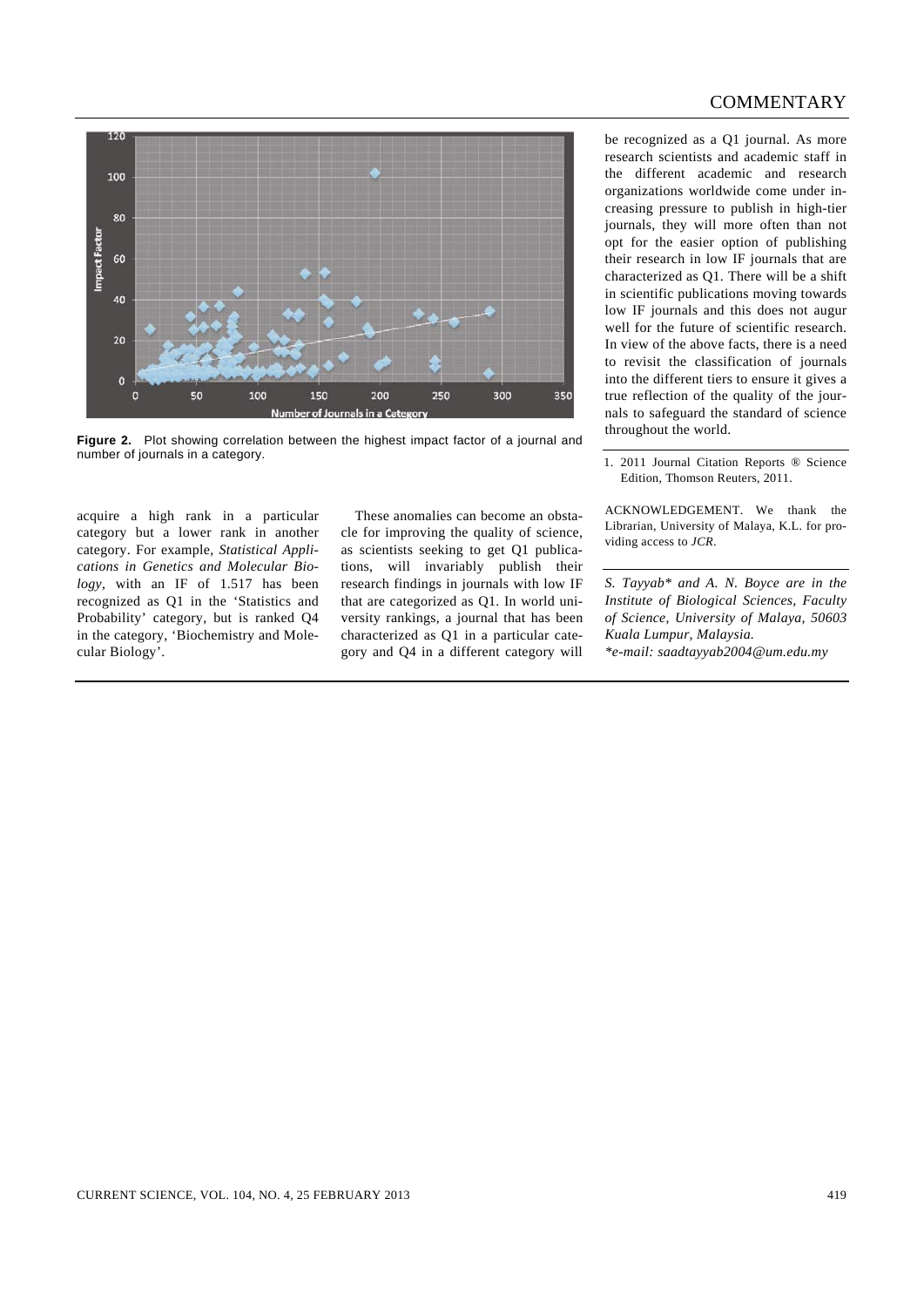120
100
80
60
40
20
0
Impact Factor
0 50 100 150 200 250 300 350
Number of Journals in a Category

**Figure 2.** Plot showing correlation between the highest impact factor of a journal and number of journals in a category.

acquire a high rank in a particular category but a lower rank in another category. For example, *Statistical Applications in Genetics and Molecular Biology*, with an IF of 1.517 has been recognized as Q1 in the 'Statistics and Probability' category, but is ranked Q4 in the category, 'Biochemistry and Molecular Biology'.

These anomalies can become an obstacle for improving the quality of science, as scientists seeking to get Q1 publications, will invariably publish their research findings in journals with low IF that are categorized as Q1. In world university rankings, a journal that has been characterized as Q1 in a particular category and Q4 in a different category will be recognized as a Q1 journal. As more research scientists and academic staff in the different academic and research organizations worldwide come under increasing pressure to publish in high-tier journals, they will more often than not opt for the easier option of publishing their research in low IF journals that are characterized as Q1. There will be a shift in scientific publications moving towards low IF journals and this does not augur well for the future of scientific research. In view of the above facts, there is a need to revisit the classification of journals into the different tiers to ensure it gives a true reflection of the quality of the journals to safeguard the standard of science throughout the world.

1. 2011 Journal Citation Reports ® Science Edition, Thomson Reuters, 2011.

ACKNOWLEDGEMENT. We thank the Librarian, University of Malaya, K.L. for providing access to *JCR*.

*S. Tayyab\* and A. N. Boyce are in the Institute of Biological Sciences, Faculty of Science, University of Malaya, 50603 Kuala Lumpur, Malaysia.*
*\*e-mail: saadtayyab2004@um.edu.my*